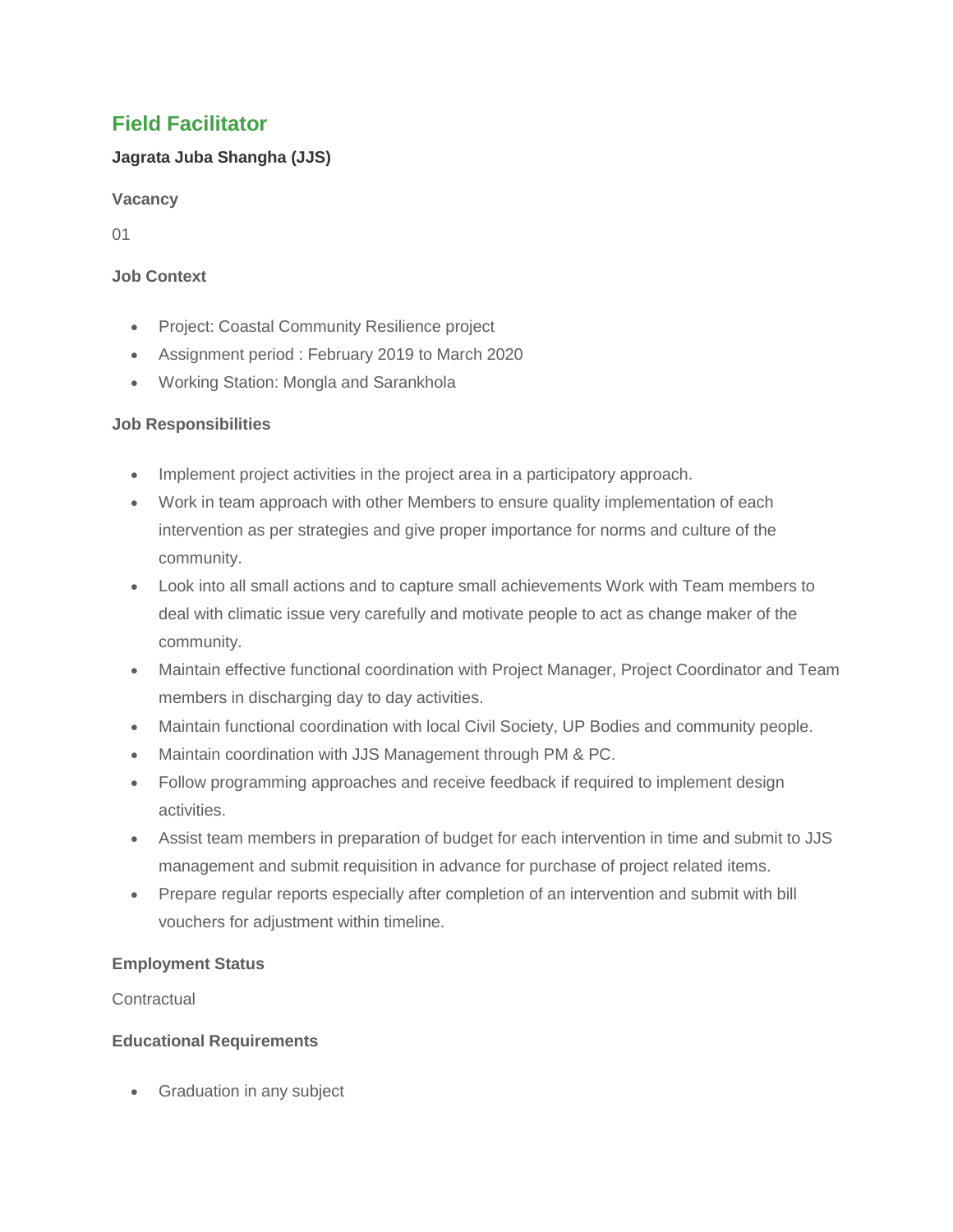# Field Facilitator

**Jagrata Juba Shangha (JJS)**

### Vacancy

01

### Job Context

- Project: Coastal Community Resilience project
- Assignment period : February 2019 to March 2020
- Working Station: Mongla and Sarankhola

### Job Responsibilities

- Implement project activities in the project area in a participatory approach.
- Work in team approach with other Members to ensure quality implementation of each intervention as per strategies and give proper importance for norms and culture of the community.
- Look into all small actions and to capture small achievements Work with Team members to deal with climatic issue very carefully and motivate people to act as change maker of the community.
- Maintain effective functional coordination with Project Manager, Project Coordinator and Team members in discharging day to day activities.
- Maintain functional coordination with local Civil Society, UP Bodies and community people.
- Maintain coordination with JJS Management through PM & PC.
- Follow programming approaches and receive feedback if required to implement design activities.
- Assist team members in preparation of budget for each intervention in time and submit to JJS management and submit requisition in advance for purchase of project related items.
- Prepare regular reports especially after completion of an intervention and submit with bill vouchers for adjustment within timeline.

### Employment Status

Contractual

### Educational Requirements

- Graduation in any subject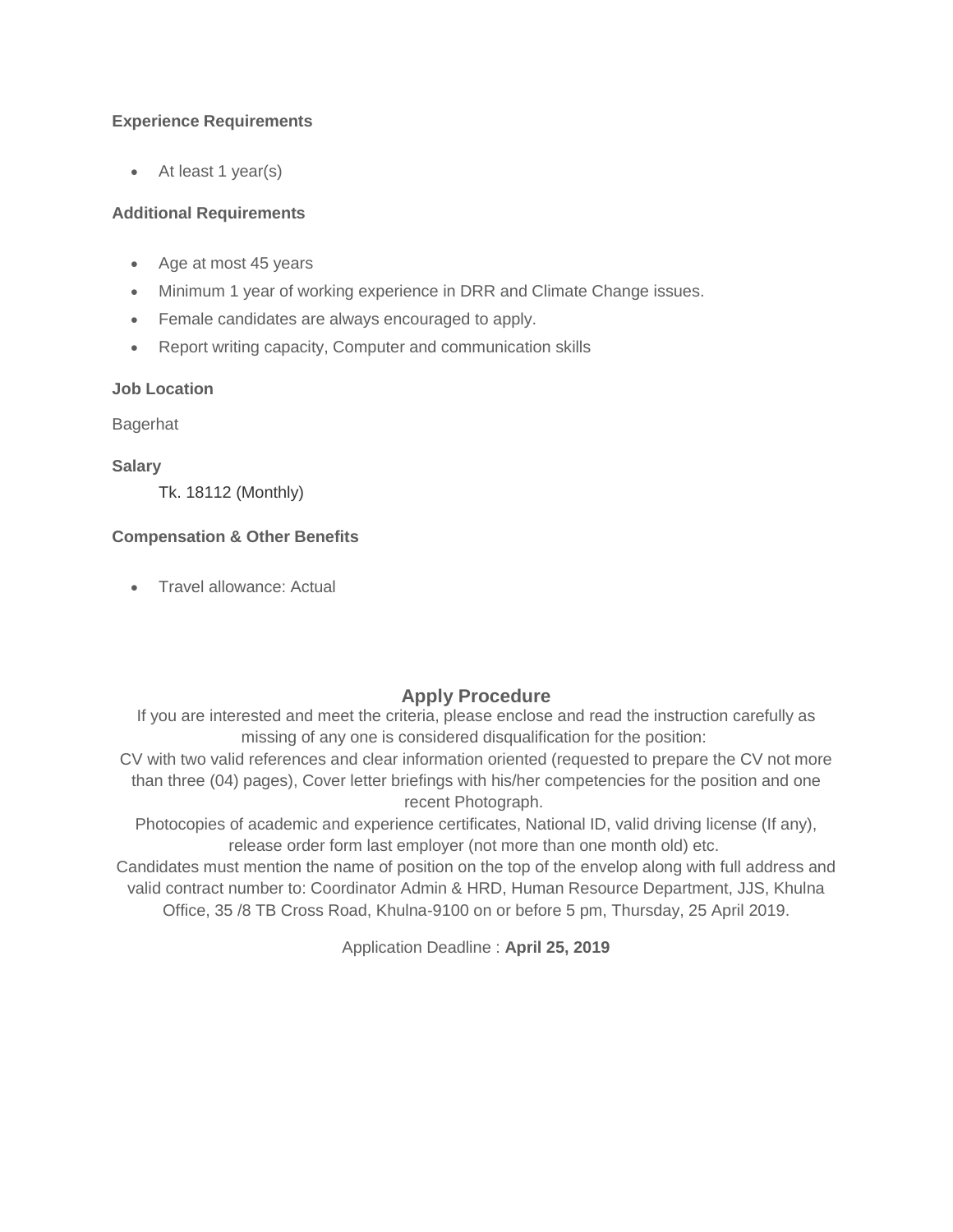**Experience Requirements**

- At least 1 year(s)

**Additional Requirements**

- Age at most 45 years
- Minimum 1 year of working experience in DRR and Climate Change issues.
- Female candidates are always encouraged to apply.
- Report writing capacity, Computer and communication skills

**Job Location**

Bagerhat

**Salary**

Tk. 18112 (Monthly)

**Compensation & Other Benefits**

- Travel allowance: Actual

## Apply Procedure

If you are interested and meet the criteria, please enclose and read the instruction carefully as missing of any one is considered disqualification for the position:

CV with two valid references and clear information oriented (requested to prepare the CV not more than three (04) pages), Cover letter briefings with his/her competencies for the position and one recent Photograph.

Photocopies of academic and experience certificates, National ID, valid driving license (If any), release order form last employer (not more than one month old) etc.

Candidates must mention the name of position on the top of the envelop along with full address and valid contract number to: Coordinator Admin & HRD, Human Resource Department, JJS, Khulna Office, 35 /8 TB Cross Road, Khulna-9100 on or before 5 pm, Thursday, 25 April 2019.

Application Deadline : **April 25, 2019**